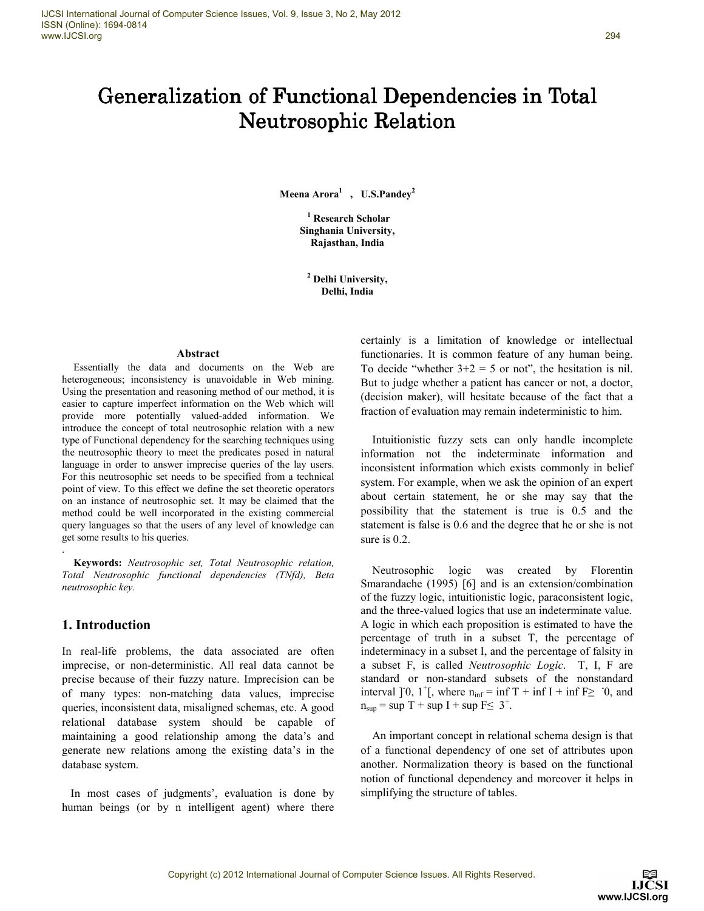# Generalization of Functional Dependencies in Total Neutrosophic Relation

**Meena Arora[1] , U.S.Pandey[2]**

**[1] Research Scholar**
**Singhania University,**
**Rajasthan, India**

**[2] Delhi University,**
**Delhi, India**

### Abstract

Essentially the data and documents on the Web are heterogeneous; inconsistency is unavoidable in Web mining. Using the presentation and reasoning method of our method, it is easier to capture imperfect information on the Web which will provide more potentially valued-added information. We introduce the concept of total neutrosophic relation with a new type of Functional dependency for the searching techniques using the neutrosophic theory to meet the predicates posed in natural language in order to answer imprecise queries of the lay users. For this neutrosophic set needs to be specified from a technical point of view. To this effect we define the set theoretic operators on an instance of neutrosophic set. It may be claimed that the method could be well incorporated in the existing commercial query languages so that the users of any level of knowledge can get some results to his queries.

**Keywords:** *Neutrosophic set, Total Neutrosophic relation, Total Neutrosophic functional dependencies (TNfd), Beta neutrosophic key.*

## 1. Introduction

In real-life problems, the data associated are often imprecise, or non-deterministic. All real data cannot be precise because of their fuzzy nature. Imprecision can be of many types: non-matching data values, imprecise queries, inconsistent data, misaligned schemas, etc. A good relational database system should be capable of maintaining a good relationship among the data's and generate new relations among the existing data's in the database system.

In most cases of judgments', evaluation is done by human beings (or by n intelligent agent) where there certainly is a limitation of knowledge or intellectual functionaries. It is common feature of any human being. To decide "whether 3+2 = 5 or not", the hesitation is nil. But to judge whether a patient has cancer or not, a doctor, (decision maker), will hesitate because of the fact that a fraction of evaluation may remain indeterministic to him.

Intuitionistic fuzzy sets can only handle incomplete information not the indeterminate information and inconsistent information which exists commonly in belief system. For example, when we ask the opinion of an expert about certain statement, he or she may say that the possibility that the statement is true is 0.5 and the statement is false is 0.6 and the degree that he or she is not sure is 0.2.

Neutrosophic logic was created by Florentin Smarandache (1995) [6] and is an extension/combination of the fuzzy logic, intuitionistic logic, paraconsistent logic, and the three-valued logics that use an indeterminate value. A logic in which each proposition is estimated to have the percentage of truth in a subset T, the percentage of indeterminacy in a subset I, and the percentage of falsity in a subset F, is called *Neutrosophic Logic*. T, I, F are standard or non-standard subsets of the nonstandard interval $]^{-}0, 1^{+}[$, where $n_{inf}$ = inf T + inf I + inf F $\geq$ $^{-}0$, and $n_{sup}$ = sup T + sup I + sup F $\leq$ $3^{+}$.

An important concept in relational schema design is that of a functional dependency of one set of attributes upon another. Normalization theory is based on the functional notion of functional dependency and moreover it helps in simplifying the structure of tables.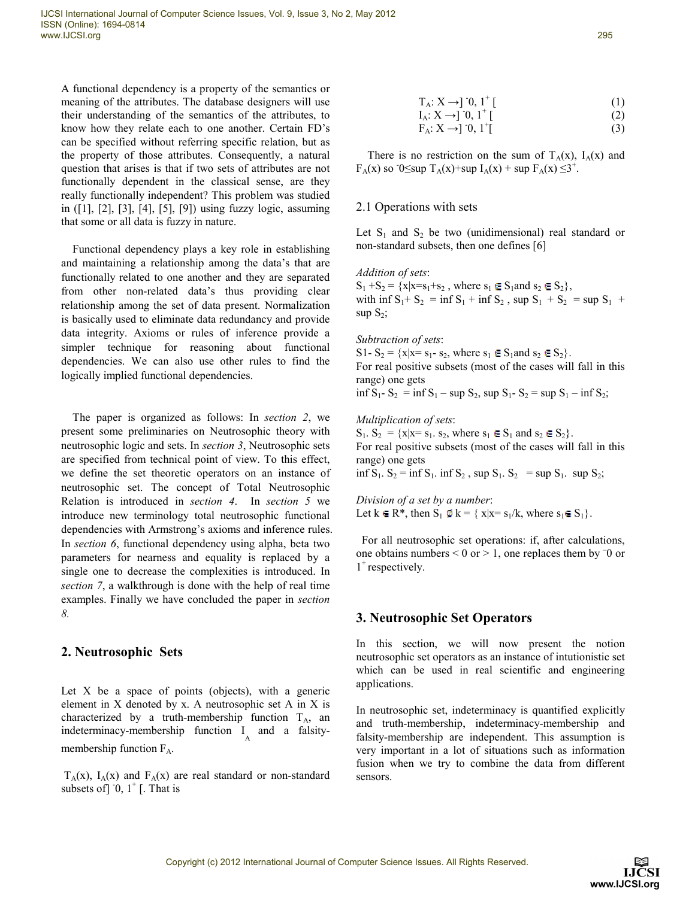A functional dependency is a property of the semantics or meaning of the attributes. The database designers will use their understanding of the semantics of the attributes, to know how they relate each to one another. Certain FD's can be specified without referring specific relation, but as the property of those attributes. Consequently, a natural question that arises is that if two sets of attributes are not functionally dependent in the classical sense, are they really functionally independent? This problem was studied in ([1], [2], [3], [4], [5], [9]) using fuzzy logic, assuming that some or all data is fuzzy in nature.

Functional dependency plays a key role in establishing and maintaining a relationship among the data's that are functionally related to one another and they are separated from other non-related data's thus providing clear relationship among the set of data present. Normalization is basically used to eliminate data redundancy and provide data integrity. Axioms or rules of inference provide a simpler technique for reasoning about functional dependencies. We can also use other rules to find the logically implied functional dependencies.

The paper is organized as follows: In *section 2*, we present some preliminaries on Neutrosophic theory with neutrosophic logic and sets. In *section 3*, Neutrosophic sets are specified from technical point of view. To this effect, we define the set theoretic operators on an instance of neutrosophic set. The concept of Total Neutrosophic Relation is introduced in *section 4*. In *section 5* we introduce new terminology total neutrosophic functional dependencies with Armstrong's axioms and inference rules. In *section 6*, functional dependency using alpha, beta two parameters for nearness and equality is replaced by a single one to decrease the complexities is introduced. In *section 7*, a walkthrough is done with the help of real time examples. Finally we have concluded the paper in *section 8.*

## 2. Neutrosophic Sets

Let X be a space of points (objects), with a generic element in X denoted by x. A neutrosophic set A in X is characterized by a truth-membership function $T_A$, an indeterminacy-membership function $I_A$ and a falsity-membership function $F_A$.

$T_A(x)$, $I_A(x)$ and $F_A(x)$ are real standard or non-standard subsets of$]^-0, 1^+[$. That is

$$T_A: X \rightarrow ]^-0, 1^+[ \quad (1)$$
$$I_A: X \rightarrow ]^-0, 1^+[ \quad (2)$$
$$F_A: X \rightarrow ]^-0, 1^+[ \quad (3)$$

There is no restriction on the sum of $T_A(x)$, $I_A(x)$ and $F_A(x)$ so $^-0 \leq \sup T_A(x) + \sup I_A(x) + \sup F_A(x) \leq 3^+$.

### 2.1 Operations with sets

Let $S_1$ and $S_2$ be two (unidimensional) real standard or non-standard subsets, then one defines [6]

*Addition of sets*:
$S_1 + S_2 = \{x|x = s_1 + s_2$ , where $s_1 \in S_1$ and $s_2 \in S_2\}$,
with $\inf S_1 + S_2 = \inf S_1 + \inf S_2$ , $\sup S_1 + S_2 = \sup S_1 + \sup S_2$;

*Subtraction of sets*:
$S1 - S_2 = \{x|x = s_1 - s_2$, where $s_1 \in S_1$ and $s_2 \in S_2\}$.
For real positive subsets (most of the cases will fall in this range) one gets
$\inf S_1 - S_2 = \inf S_1 - \sup S_2$, $\sup S_1 - S_2 = \sup S_1 - \inf S_2$;

*Multiplication of sets*:
$S_1 . S_2 = \{x|x = s_1 . s_2$, where $s_1 \in S_1$ and $s_2 \in S_2\}$.
For real positive subsets (most of the cases will fall in this range) one gets
$\inf S_1 . S_2 = \inf S_1 . \inf S_2$ , $\sup S_1 . S_2 = \sup S_1 . \sup S_2$;

*Division of a set by a number*:
Let $k \in R^*$, then $S_1 \oslash k = \{ x|x = s_1/k$, where $s_1 \in S_1\}$.

For all neutrosophic set operations: if, after calculations, one obtains numbers < 0 or > 1, one replaces them by $^-0$ or $1^+$ respectively.

## 3. Neutrosophic Set Operators

In this section, we will now present the notion neutrosophic set operators as an instance of intutionistic set which can be used in real scientific and engineering applications.

In neutrosophic set, indeterminacy is quantified explicitly and truth-membership, indeterminacy-membership and falsity-membership are independent. This assumption is very important in a lot of situations such as information fusion when we try to combine the data from different sensors.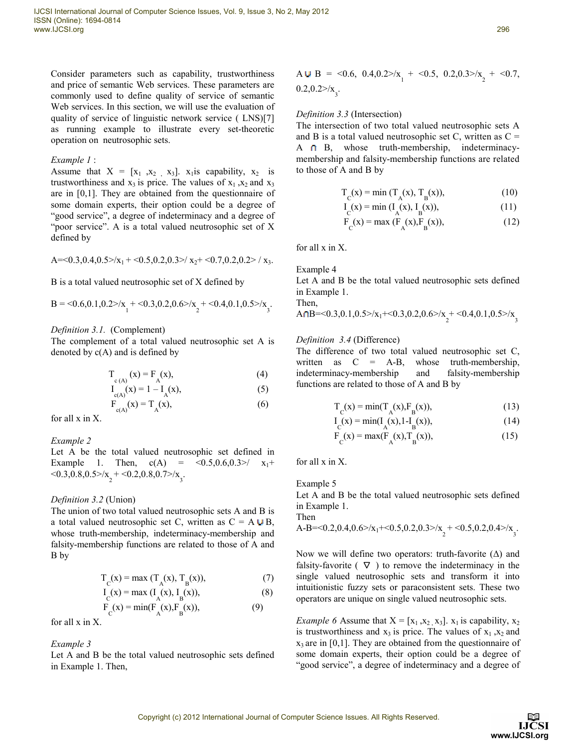Consider parameters such as capability, trustworthiness and price of semantic Web services. These parameters are commonly used to define quality of service of semantic Web services. In this section, we will use the evaluation of quality of service of linguistic network service ( LNS)[7] as running example to illustrate every set-theoretic operation on neutrosophic sets.

*Example 1* :

Assume that $X = [x_1, x_2, x_3]$. $x_1$ is capability, $x_2$ is trustworthiness and $x_3$ is price. The values of $x_1$, $x_2$ and $x_3$ are in [0,1]. They are obtained from the questionnaire of some domain experts, their option could be a degree of "good service", a degree of indeterminacy and a degree of "poor service". A is a total valued neutrosophic set of X defined by

$A = \langle 0.3,0.4,0.5\rangle/x_1 + \langle 0.5,0.2,0.3\rangle/x_2 + \langle 0.7,0.2,0.2\rangle/x_3$.

B is a total valued neutrosophic set of X defined by

$B = \langle 0.6,0.1,0.2\rangle/x_1 + \langle 0.3,0.2,0.6\rangle/x_2 + \langle 0.4,0.1,0.5\rangle/x_3$.

*Definition 3.1.* (Complement)

The complement of a total valued neutrosophic set A is denoted by c(A) and is defined by

$$T_{c(A)}(x) = F_A(x), \tag{4}$$
$$I_{c(A)}(x) = 1 - I_A(x), \tag{5}$$
$$F_{c(A)}(x) = T_A(x), \tag{6}$$

for all x in X.

*Example 2*

Let A be the total valued neutrosophic set defined in Example 1. Then, $c(A) = \langle 0.5,0.6,0.3\rangle/x_1 + \langle 0.3,0.8,0.5\rangle/x_2 + \langle 0.2,0.8,0.7\rangle/x_3$.

*Definition 3.2* (Union)

The union of two total valued neutrosophic sets A and B is a total valued neutrosophic set C, written as $C = A \cup B$, whose truth-membership, indeterminacy-membership and falsity-membership functions are related to those of A and B by

$$T_C(x) = \max(T_A(x), T_B(x)), \tag{7}$$
$$I_C(x) = \max(I_A(x), I_B(x)), \tag{8}$$
$$F_C(x) = \min(F_A(x), F_B(x)), \tag{9}$$

for all x in X.

*Example 3*

Let A and B be the total valued neutrosophic sets defined in Example 1. Then,

$A \cup B = \langle 0.6, 0.4,0.2\rangle/x_1 + \langle 0.5, 0.2,0.3\rangle/x_2 + \langle 0.7, 0.2,0.2\rangle/x_3$.

*Definition 3.3* (Intersection)

The intersection of two total valued neutrosophic sets A and B is a total valued neutrosophic set C, written as $C = A \cap B$, whose truth-membership, indeterminacy-membership and falsity-membership functions are related to those of A and B by

$$T_C(x) = \min(T_A(x), T_B(x)), \tag{10}$$
$$I_C(x) = \min(I_A(x), I_B(x)), \tag{11}$$
$$F_C(x) = \max(F_A(x), F_B(x)), \tag{12}$$

for all x in X.

Example 4

Let A and B be the total valued neutrosophic sets defined in Example 1.

Then,

$A \cap B = \langle 0.3,0.1,0.5\rangle/x_1 + \langle 0.3,0.2,0.6\rangle/x_2 + \langle 0.4,0.1,0.5\rangle/x_3$

*Definition 3.4* (Difference)

The difference of two total valued neutrosophic set C, written as $C = A - B$, whose truth-membership, indeterminacy-membership and falsity-membership functions are related to those of A and B by

$$T_C(x) = \min(T_A(x), F_B(x)), \tag{13}$$
$$I_C(x) = \min(I_A(x), 1 - I_B(x)), \tag{14}$$
$$F_C(x) = \max(F_A(x), T_B(x)), \tag{15}$$

for all x in X.

Example 5

Let A and B be the total valued neutrosophic sets defined in Example 1.

Then

$A - B = \langle 0.2,0.4,0.6\rangle/x_1 + \langle 0.5,0.2,0.3\rangle/x_2 + \langle 0.5,0.2,0.4\rangle/x_3$.

Now we will define two operators: truth-favorite ($\Delta$) and falsity-favorite ($\nabla$) to remove the indeterminacy in the single valued neutrosophic sets and transform it into intuitionistic fuzzy sets or paraconsistent sets. These two operators are unique on single valued neutrosophic sets.

*Example 6* Assume that $X = [x_1, x_2, x_3]$. $x_1$ is capability, $x_2$ is trustworthiness and $x_3$ is price. The values of $x_1$, $x_2$ and $x_3$ are in [0,1]. They are obtained from the questionnaire of some domain experts, their option could be a degree of "good service", a degree of indeterminacy and a degree of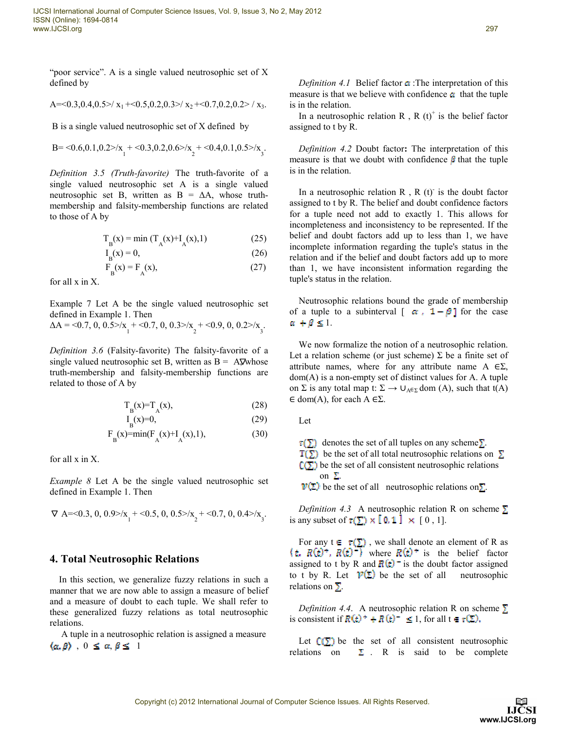"poor service". A is a single valued neutrosophic set of X defined by

$A=<0.3,0.4,0.5>/ x_1 +<0.5,0.2,0.3>/ x_2 +<0.7,0.2,0.2> / x_3.$

B is a single valued neutrosophic set of X defined by

$B= <0.6,0.1,0.2>/x_1 + <0.3,0.2,0.6>/x_2 + <0.4,0.1,0.5>/x_3.$

*Definition 3.5 (Truth-favorite)* The truth-favorite of a single valued neutrosophic set A is a single valued neutrosophic set B, written as B = ΔA, whose truth-membership and falsity-membership functions are related to those of A by

$$T_B(x) = \min (T_A(x)+I_A(x),1) \qquad (25)$$

$$I_B(x) = 0, \qquad (26)$$

$$F_B(x) = F_A(x), \qquad (27)$$

for all x in X.

Example 7 Let A be the single valued neutrosophic set defined in Example 1. Then

$\Delta A = <0.7, 0, 0.5>/x_1 + <0.7, 0, 0.3>/x_2 + <0.9, 0, 0.2>/x_3.$

*Definition 3.6* (Falsity-favorite) The falsity-favorite of a single valued neutrosophic set B, written as B = A∇whose truth-membership and falsity-membership functions are related to those of A by

$$T_B(x)=T_A(x), \qquad (28)$$

$$I_B(x)=0, \qquad (29)$$

$$F_B(x)=\min(F_A(x)+I_A(x),1), \qquad (30)$$

for all x in X.

*Example 8* Let A be the single valued neutrosophic set defined in Example 1. Then

$\nabla A=<0.3, 0, 0.9>/x_1 + <0.5, 0, 0.5>/x_2 + <0.7, 0, 0.4>/x_3.$

## 4. Total Neutrosophic Relations

In this section, we generalize fuzzy relations in such a manner that we are now able to assign a measure of belief and a measure of doubt to each tuple. We shall refer to these generalized fuzzy relations as total neutrosophic relations.

A tuple in a neutrosophic relation is assigned a measure $\langle\alpha, \beta\rangle$ , $0 \leq \alpha, \beta \leq 1$

*Definition 4.1* Belief factor $\alpha$ :The interpretation of this measure is that we believe with confidence $\alpha$ that the tuple is in the relation.

In a neutrosophic relation R , $R(t)^+$ is the belief factor assigned to t by R.

*Definition 4.2* Doubt factor**:** The interpretation of this measure is that we doubt with confidence $\beta$ that the tuple is in the relation.

In a neutrosophic relation R , $R(t)^-$ is the doubt factor assigned to t by R. The belief and doubt confidence factors for a tuple need not add to exactly 1. This allows for incompleteness and inconsistency to be represented. If the belief and doubt factors add up to less than 1, we have incomplete information regarding the tuple's status in the relation and if the belief and doubt factors add up to more than 1, we have inconsistent information regarding the tuple's status in the relation.

Neutrosophic relations bound the grade of membership of a tuple to a subinterval $[\ \alpha\ ,\ 1-\beta\,]$ for the case $\alpha + \beta \leq 1$.

We now formalize the notion of a neutrosophic relation. Let a relation scheme (or just scheme) Σ be a finite set of attribute names, where for any attribute name A ∈Σ, dom(A) is a non-empty set of distinct values for A. A tuple on Σ is any total map $t: \Sigma \rightarrow \cup_{A\in\Sigma}\,\mathrm{dom}(A)$, such that t(A) ∈ dom(A), for each A ∈Σ.

Let

$\tau(\Sigma)$ denotes the set of all tuples on any scheme $\Sigma$.
$T(\Sigma)$ be the set of all total neutrosophic relations on $\Sigma$
$C(\Sigma)$ be the set of all consistent neutrosophic relations on $\Sigma$.
$\mathcal{V}(\Sigma)$ be the set of all neutrosophic relations on $\Sigma$.

*Definition 4.3* A neutrosophic relation R on scheme $\Sigma$ is any subset of $\tau(\Sigma) \times [\,0,1\,] \times [\,0,1\,]$.

For any $t \in \tau(\Sigma)$ , we shall denote an element of R as $\langle t,\ R(t)^+,\ R(t)^- \rangle$ where $R(t)^+$ is the belief factor assigned to t by R and $R(t)^-$ is the doubt factor assigned to t by R. Let $\mathcal{V}(\Sigma)$ be the set of all neutrosophic relations on $\Sigma$.

*Definition 4.4.* A neutrosophic relation R on scheme $\Sigma$ is consistent if $R(t)^+ + R(t)^- \leq 1$, for all $t \in \tau(\Sigma)$.

Let $C(\Sigma)$ be the set of all consistent neutrosophic relations on $\Sigma$ . R is said to be complete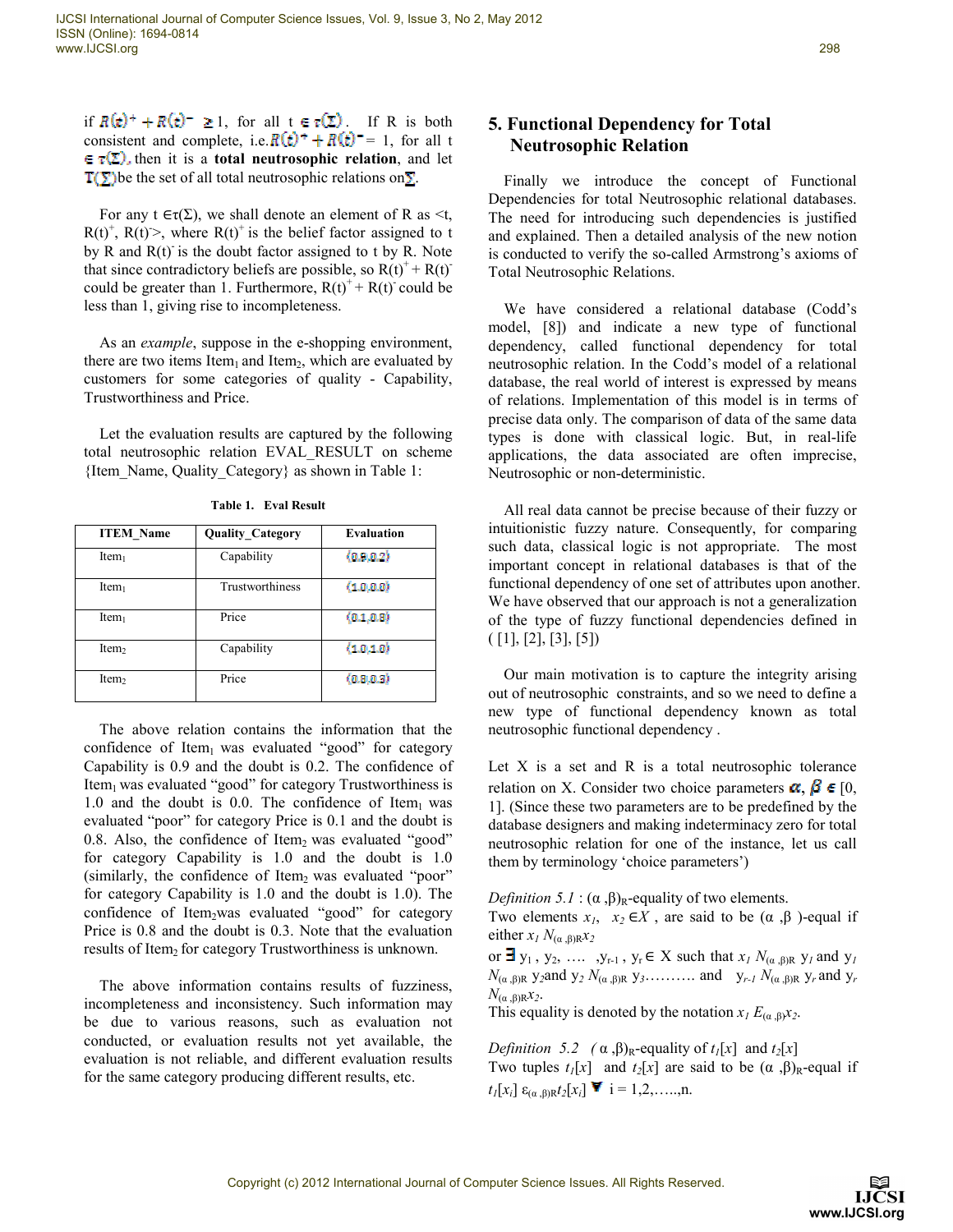if $R(t)^+ + R(t)^- \geq 1$, for all $t \in \tau(\Sigma)$. If R is both consistent and complete, i.e. $R(t)^+ + R(t)^- = 1$, for all $t \in \tau(\Sigma)$, then it is a **total neutrosophic relation**, and let $T(\Sigma)$ be the set of all total neutrosophic relations on $\Sigma$.

For any $t \in \tau(\Sigma)$, we shall denote an element of R as $<t, R(t)^+, R(t)^->$, where $R(t)^+$ is the belief factor assigned to t by R and $R(t)^-$ is the doubt factor assigned to t by R. Note that since contradictory beliefs are possible, so $R(t)^+ + R(t)^-$ could be greater than 1. Furthermore, $R(t)^+ + R(t)^-$ could be less than 1, giving rise to incompleteness.

As an *example*, suppose in the e-shopping environment, there are two items $Item_1$ and $Item_2$, which are evaluated by customers for some categories of quality - Capability, Trustworthiness and Price.

Let the evaluation results are captured by the following total neutrosophic relation EVAL_RESULT on scheme {Item_Name, Quality_Category} as shown in Table 1:

**Table 1. Eval Result**

| ITEM_Name | Quality_Category | Evaluation |
|---|---|---|
| $Item_1$ | Capability | (0.9,0.2) |
| $Item_1$ | Trustworthiness | (1.0,0.0) |
| $Item_1$ | Price | (0.1,0.8) |
| $Item_2$ | Capability | (1.0,1.0) |
| $Item_2$ | Price | (0.8,0.3) |

The above relation contains the information that the confidence of $Item_1$ was evaluated "good" for category Capability is 0.9 and the doubt is 0.2. The confidence of $Item_1$ was evaluated "good" for category Trustworthiness is 1.0 and the doubt is 0.0. The confidence of $Item_1$ was evaluated "poor" for category Price is 0.1 and the doubt is 0.8. Also, the confidence of $Item_2$ was evaluated "good" for category Capability is 1.0 and the doubt is 1.0 (similarly, the confidence of $Item_2$ was evaluated "poor" for category Capability is 1.0 and the doubt is 1.0). The confidence of $Item_2$ was evaluated "good" for category Price is 0.8 and the doubt is 0.3. Note that the evaluation results of $Item_2$ for category Trustworthiness is unknown.

The above information contains results of fuzziness, incompleteness and inconsistency. Such information may be due to various reasons, such as evaluation not conducted, or evaluation results not yet available, the evaluation is not reliable, and different evaluation results for the same category producing different results, etc.

## 5. Functional Dependency for Total Neutrosophic Relation

Finally we introduce the concept of Functional Dependencies for total Neutrosophic relational databases. The need for introducing such dependencies is justified and explained. Then a detailed analysis of the new notion is conducted to verify the so-called Armstrong's axioms of Total Neutrosophic Relations.

We have considered a relational database (Codd's model, [8]) and indicate a new type of functional dependency, called functional dependency for total neutrosophic relation. In the Codd's model of a relational database, the real world of interest is expressed by means of relations. Implementation of this model is in terms of precise data only. The comparison of data of the same data types is done with classical logic. But, in real-life applications, the data associated are often imprecise, Neutrosophic or non-deterministic.

All real data cannot be precise because of their fuzzy or intuitionistic fuzzy nature. Consequently, for comparing such data, classical logic is not appropriate. The most important concept in relational databases is that of the functional dependency of one set of attributes upon another. We have observed that our approach is not a generalization of the type of fuzzy functional dependencies defined in ( [1], [2], [3], [5])

Our main motivation is to capture the integrity arising out of neutrosophic constraints, and so we need to define a new type of functional dependency known as total neutrosophic functional dependency .

Let X is a set and R is a total neutrosophic tolerance relation on X. Consider two choice parameters $\alpha, \beta \in [0, 1]$. (Since these two parameters are to be predefined by the database designers and making indeterminacy zero for total neutrosophic relation for one of the instance, let us call them by terminology 'choice parameters')

*Definition 5.1* : $(\alpha,\beta)_R$-equality of two elements.
Two elements $x_1, x_2 \in X$ , are said to be $(\alpha,\beta)$-equal if either $x_1\ N_{(\alpha,\beta)R}\ x_2$
or $\exists\ y_1, y_2, \ldots, y_{r-1}, y_r \in X$ such that $x_1\ N_{(\alpha,\beta)R}\ y_1$ and $y_1\ N_{(\alpha,\beta)R}\ y_2$ and $y_2\ N_{(\alpha,\beta)R}\ y_3$.......... and $y_{r-1}\ N_{(\alpha,\beta)R}\ y_r$ and $y_r\ N_{(\alpha,\beta)R}\ x_2$.
This equality is denoted by the notation $x_1\ E_{(\alpha,\beta)}\ x_2$.

*Definition 5.2* $(\alpha,\beta)_R$-equality of $t_1[x]$ and $t_2[x]$
Two tuples $t_1[x]$ and $t_2[x]$ are said to be $(\alpha,\beta)_R$-equal if $t_1[x_i]\ \varepsilon_{(\alpha,\beta)R}\ t_2[x_i]\ \forall\ i = 1,2,\ldots,n$.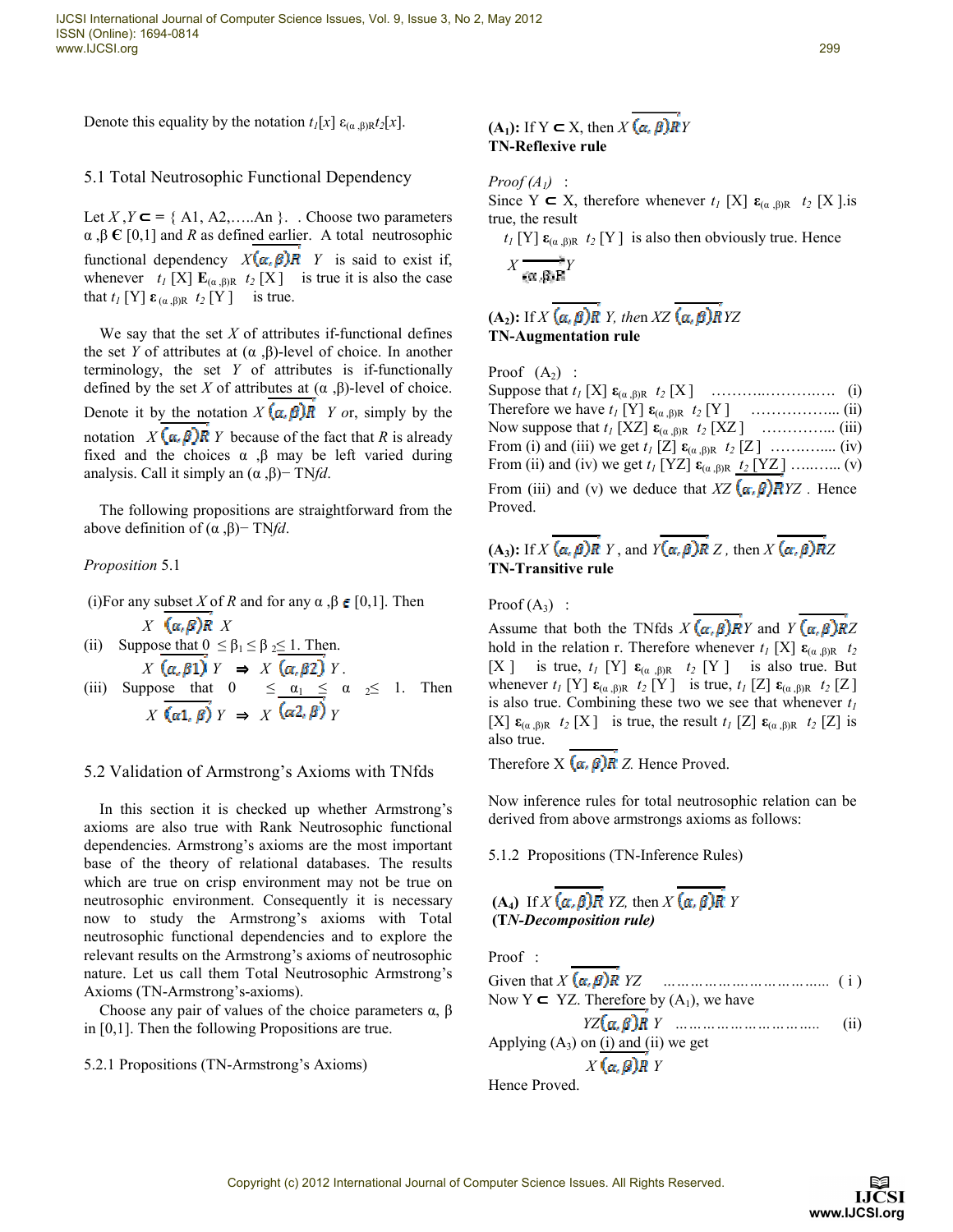Denote this equality by the notation $t_1[x]\ \varepsilon_{(\alpha,\beta)R}\ t_2[x]$.

## 5.1 Total Neutrosophic Functional Dependency

Let $X, Y \subset = \{A1, A2, \ldots, An\}$. . Choose two parameters $\alpha, \beta \in [0,1]$ and $R$ as defined earlier. A total neutrosophic functional dependency $X \overline{(\alpha,\beta)R}\ Y$ is said to exist if, whenever $t_1[X]\ \mathrm{E}_{(\alpha,\beta)R}\ t_2[X]$ is true it is also the case that $t_1[Y]\ \varepsilon_{(\alpha,\beta)R}\ t_2[Y]$ is true.

We say that the set $X$ of attributes if-functional defines the set $Y$ of attributes at $(\alpha,\beta)$-level of choice. In another terminology, the set $Y$ of attributes is if-functionally defined by the set $X$ of attributes at $(\alpha,\beta)$-level of choice. Denote it by the notation $X \overline{(\alpha,\beta)R}\ Y$ or, simply by the notation $X \overline{(\alpha,\beta)R}\ Y$ because of the fact that $R$ is already fixed and the choices $\alpha, \beta$ may be left varied during analysis. Call it simply an $(\alpha,\beta)$− TN*fd*.

The following propositions are straightforward from the above definition of $(\alpha,\beta)$− TN*fd*.

*Proposition* 5.1

(i) For any subset $X$ of $R$ and for any $\alpha, \beta \in [0,1]$. Then

$$X \overline{(\alpha,\beta)R}\ X$$

(ii) Suppose that $0 \leq \beta_1 \leq \beta_2 \leq 1$. Then.

$$X \overline{(\alpha,\beta 1)}\ Y \Rightarrow X \overline{(\alpha,\beta 2)}\ Y.$$

(iii) Suppose that $0 \leq \alpha_1 \leq \alpha_2 \leq 1$. Then

$$X \overline{(\alpha 1,\beta)}\ Y \Rightarrow X \overline{(\alpha 2,\beta)}\ Y$$

## 5.2 Validation of Armstrong's Axioms with TNfds

In this section it is checked up whether Armstrong's axioms are also true with Rank Neutrosophic functional dependencies. Armstrong's axioms are the most important base of the theory of relational databases. The results which are true on crisp environment may not be true on neutrosophic environment. Consequently it is necessary now to study the Armstrong's axioms with Total neutrosophic functional dependencies and to explore the relevant results on the Armstrong's axioms of neutrosophic nature. Let us call them Total Neutrosophic Armstrong's Axioms (TN-Armstrong's-axioms).

Choose any pair of values of the choice parameters $\alpha, \beta$ in [0,1]. Then the following Propositions are true.

### 5.2.1 Propositions (TN-Armstrong's Axioms)

**($A_1$):** If $Y \subset X$, then $X \overline{(\alpha,\beta)R}\ Y$
**TN-Reflexive rule**

*Proof* $(A_1)$ :
Since $Y \subset X$, therefore whenever $t_1[X]\ \varepsilon_{(\alpha,\beta)R}\ t_2[X]$.is true, the result

$t_1[Y]\ \varepsilon_{(\alpha,\beta)R}\ t_2[Y]$ is also then obviously true. Hence

$$X \overline{(\alpha,\beta)R}\ Y$$

**($A_2$):** If $X \overline{(\alpha,\beta)R}\ Y$, *then* $XZ \overline{(\alpha,\beta)R}\ YZ$
**TN-Augmentation rule**

Proof $(A_2)$ :
Suppose that $t_1[X]\ \varepsilon_{(\alpha,\beta)R}\ t_2[X]$ ………..…………..… (i)
Therefore we have $t_1[Y]\ \varepsilon_{(\alpha,\beta)R}\ t_2[Y]$ ……………... (ii)
Now suppose that $t_1[XZ]\ \varepsilon_{(\alpha,\beta)R}\ t_2[XZ]$ …………... (iii)
From (i) and (iii) we get $t_1[Z]\ \varepsilon_{(\alpha,\beta)R}\ t_2[Z]$ ………….. (iv)
From (ii) and (iv) we get $t_1[YZ]\ \varepsilon_{(\alpha,\beta)R}\ t_2[YZ]$ …..….. (v)
From (iii) and (v) we deduce that $XZ \overline{(\alpha,\beta)R}\ YZ$ . Hence Proved.

**($A_3$):** If $X \overline{(\alpha,\beta)R}\ Y$ , and $Y \overline{(\alpha,\beta)R}\ Z$ , then $X \overline{(\alpha,\beta)R}\ Z$
**TN-Transitive rule**

Proof $(A_3)$ :
Assume that both the TNfds $X \overline{(\alpha,\beta)R}\ Y$ and $Y \overline{(\alpha,\beta)R}\ Z$ hold in the relation r. Therefore whenever $t_1[X]\ \varepsilon_{(\alpha,\beta)R}\ t_2[X]$ is true, $t_1[Y]\ \varepsilon_{(\alpha,\beta)R}\ t_2[Y]$ is also true. But whenever $t_1[Y]\ \varepsilon_{(\alpha,\beta)R}\ t_2[Y]$ is true, $t_1[Z]\ \varepsilon_{(\alpha,\beta)R}\ t_2[Z]$ is also true. Combining these two we see that whenever $t_1[X]\ \varepsilon_{(\alpha,\beta)R}\ t_2[X]$ is true, the result $t_1[Z]\ \varepsilon_{(\alpha,\beta)R}\ t_2[Z]$ is also true.

Therefore $X \overline{(\alpha,\beta)R}\ Z$. Hence Proved.

Now inference rules for total neutrosophic relation can be derived from above armstrongs axioms as follows:

### 5.1.2 Propositions (TN-Inference Rules)

**($A_4$)** If $X \overline{(\alpha,\beta)R}\ YZ$, then $X \overline{(\alpha,\beta)R}\ Y$
**(T*N-Decomposition rule)***

Proof :
Given that $X \overline{(\alpha,\beta)R}\ YZ$ ……………………………... ( i )
Now $Y \subset YZ$. Therefore by $(A_1)$, we have

$YZ \overline{(\alpha,\beta)R}\ Y$ ………………………….. (ii)

Applying $(A_3)$ on (i) and (ii) we get

$$X \overline{(\alpha,\beta)R}\ Y$$

Hence Proved.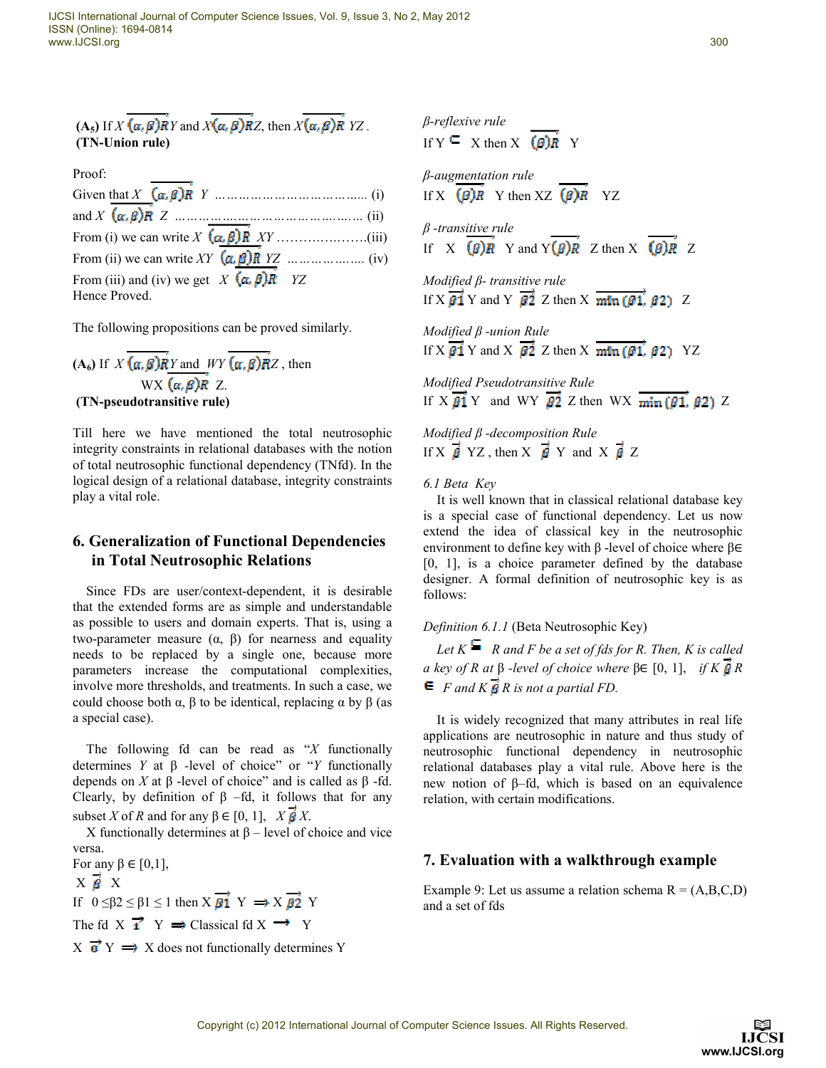**(A₅)** If $X \overrightarrow{(\alpha,\beta)R}\, Y$ and $X \overrightarrow{(\alpha,\beta)R}\, Z$, then $X \overrightarrow{(\alpha,\beta)R}\, YZ$.
**(TN-Union rule)**

Proof:

Given that $X \overrightarrow{(\alpha,\beta)R}\, Y$ …………………………….. (i)

and $X \overrightarrow{(\alpha,\beta)R}\, Z$ ………………………………….... (ii)

From (i) we can write $X \overrightarrow{(\alpha,\beta)R}\, XY$ ……………….....(iii)

From (ii) we can write $XY \overrightarrow{(\alpha,\beta)R}\, YZ$ ……………….. (iv)

From (iii) and (iv) we get $X \overrightarrow{(\alpha,\beta)R}\, YZ$

Hence Proved.

The following propositions can be proved similarly.

**(A₆)** If $X \overrightarrow{(\alpha,\beta)R}\, Y$ and $WY \overrightarrow{(\alpha,\beta)R}\, Z$, then $WX \overrightarrow{(\alpha,\beta)R}\, Z$.
**(TN-pseudotransitive rule)**

Till here we have mentioned the total neutrosophic integrity constraints in relational databases with the notion of total neutrosophic functional dependency (TNfd). In the logical design of a relational database, integrity constraints play a vital role.

## 6. Generalization of Functional Dependencies in Total Neutrosophic Relations

Since FDs are user/context-dependent, it is desirable that the extended forms are as simple and understandable as possible to users and domain experts. That is, using a two-parameter measure (α, β) for nearness and equality needs to be replaced by a single one, because more parameters increase the computational complexities, involve more thresholds, and treatments. In such a case, we could choose both α, β to be identical, replacing α by β (as a special case).

The following fd can be read as "*X* functionally determines *Y* at β -level of choice" or "*Y* functionally depends on *X* at β -level of choice" and is called as β -fd. Clearly, by definition of β –fd, it follows that for any subset *X* of *R* and for any β ∈ [0, 1], $X \overrightarrow{\beta} X$.

X functionally determines at β – level of choice and vice versa.

For any β ∈ [0,1],

$X \overrightarrow{\beta} X$

If $0 \le \beta 2 \le \beta 1 \le 1$ then $X \overrightarrow{\beta 1} Y \Rightarrow X \overrightarrow{\beta 2} Y$

The fd $X \overrightarrow{1} Y \Rightarrow$ Classical fd $X \rightarrow Y$

$X \overrightarrow{0} Y \Rightarrow$ X does not functionally determines Y

*β-reflexive rule*
If Y ⊆ X then $X \overrightarrow{(\beta)R}\, Y$

*β-augmentation rule*
If $X \overrightarrow{(\beta)R}\, Y$ then $XZ \overrightarrow{(\beta)R}\, YZ$

*β -transitive rule*
If $X \overrightarrow{(\beta)R}\, Y$ and $Y \overrightarrow{(\beta)R}\, Z$ then $X \overrightarrow{(\beta)R}\, Z$

*Modified β- transitive rule*
If $X \overrightarrow{\beta 1} Y$ and $Y \overrightarrow{\beta 2} Z$ then $X \overrightarrow{\min(\beta 1, \beta 2)} Z$

*Modified β -union Rule*
If $X \overrightarrow{\beta 1} Y$ and $X \overrightarrow{\beta 2} Z$ then $X \overrightarrow{\min(\beta 1, \beta 2)} YZ$

*Modified Pseudotransitive Rule*
If $X \overrightarrow{\beta 1} Y$ and $WY \overrightarrow{\beta 2} Z$ then $WX \overrightarrow{\min(\beta 1, \beta 2)} Z$

*Modified β -decomposition Rule*
If $X \overrightarrow{\beta} YZ$, then $X \overrightarrow{\beta} Y$ and $X \overrightarrow{\beta} Z$

### *6.1 Beta Key*

It is well known that in classical relational database key is a special case of functional dependency. Let us now extend the idea of classical key in the neutrosophic environment to define key with β -level of choice where β∈ [0, 1], is a choice parameter defined by the database designer. A formal definition of neutrosophic key is as follows:

*Definition 6.1.1* (Beta Neutrosophic Key)

*Let K ⊆ R and F be a set of fds for R. Then, K is called a key of R at β -level of choice where β∈ [0, 1], if $K \overrightarrow{\beta} R$ ∈ F and $K \overrightarrow{\beta} R$ is not a partial FD.*

It is widely recognized that many attributes in real life applications are neutrosophic in nature and thus study of neutrosophic functional dependency in neutrosophic relational databases play a vital rule. Above here is the new notion of β–fd, which is based on an equivalence relation, with certain modifications.

## 7. Evaluation with a walkthrough example

Example 9: Let us assume a relation schema R = (A,B,C,D) and a set of fds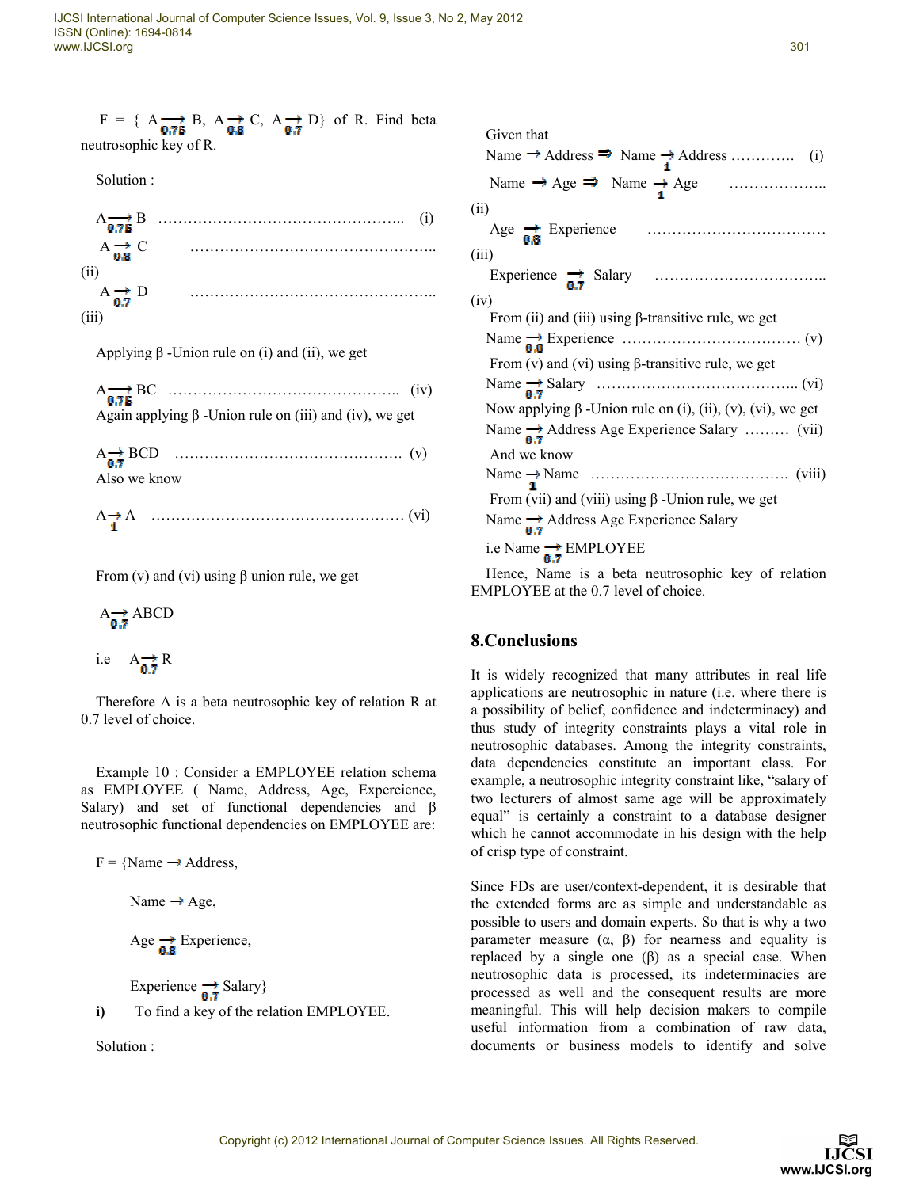F = { $A \xrightarrow[0.75]{} B$, $A \xrightarrow[0.8]{} C$, $A \xrightarrow[0.7]{} D$} of R. Find beta neutrosophic key of R.

Solution :

$A \xrightarrow[0.75]{} B$ …………………………………………….. (i)

$A \xrightarrow[0.8]{} C$ …………………………………………….. (ii)

$A \xrightarrow[0.7]{} D$ …………………………………………….. (iii)

Applying β -Union rule on (i) and (ii), we get

$A \xrightarrow[0.75]{} BC$ ………………………………………….. (iv)

Again applying β -Union rule on (iii) and (iv), we get

$A \xrightarrow[0.7]{} BCD$ ………………………………………… (v)

Also we know

$A \xrightarrow[1]{} A$ ……………………………………………… (vi)

From (v) and (vi) using β union rule, we get

$A \xrightarrow[0.7]{} ABCD$

i.e $A \xrightarrow[0.7]{} R$

Therefore A is a beta neutrosophic key of relation R at 0.7 level of choice.

Example 10 : Consider a EMPLOYEE relation schema as EMPLOYEE ( Name, Address, Age, Expereience, Salary) and set of functional dependencies and β neutrosophic functional dependencies on EMPLOYEE are:

F = {Name → Address,

Name → Age,

$Age \xrightarrow[0.8]{} Experience$,

$Experience \xrightarrow[0.7]{} Salary$}

**i)** To find a key of the relation EMPLOYEE.

Solution :

Given that

Name → Address ⇒ $Name \xrightarrow[1]{} Address$ ………… (i)

Name → Age ⇒ $Name \xrightarrow[1]{} Age$ ……………….. (ii)

$Age \xrightarrow[0.8]{} Experience$ ……………………………… (iii)

$Experience \xrightarrow[0.7]{} Salary$ …………………………….. (iv)

From (ii) and (iii) using β-transitive rule, we get

$Name \xrightarrow[0.8]{} Experience$ ……………………………… (v)

From (v) and (vi) using β-transitive rule, we get

$Name \xrightarrow[0.7]{} Salary$ ………………………………….. (vi)

Now applying β -Union rule on (i), (ii), (v), (vi), we get

$Name \xrightarrow[0.7]{} Address\ Age\ Experience\ Salary$ ……… (vii)

And we know

$Name \xrightarrow[1]{} Name$ ………………………………… (viii)

From (vii) and (viii) using β -Union rule, we get

$Name \xrightarrow[0.7]{} Address\ Age\ Experience\ Salary$

i.e $Name \xrightarrow[0.7]{} EMPLOYEE$

Hence, Name is a beta neutrosophic key of relation EMPLOYEE at the 0.7 level of choice.

## 8.Conclusions

It is widely recognized that many attributes in real life applications are neutrosophic in nature (i.e. where there is a possibility of belief, confidence and indeterminacy) and thus study of integrity constraints plays a vital role in neutrosophic databases. Among the integrity constraints, data dependencies constitute an important class. For example, a neutrosophic integrity constraint like, "salary of two lecturers of almost same age will be approximately equal" is certainly a constraint to a database designer which he cannot accommodate in his design with the help of crisp type of constraint.

Since FDs are user/context-dependent, it is desirable that the extended forms are as simple and understandable as possible to users and domain experts. So that is why a two parameter measure (α, β) for nearness and equality is replaced by a single one (β) as a special case. When neutrosophic data is processed, its indeterminacies are processed as well and the consequent results are more meaningful. This will help decision makers to compile useful information from a combination of raw data, documents or business models to identify and solve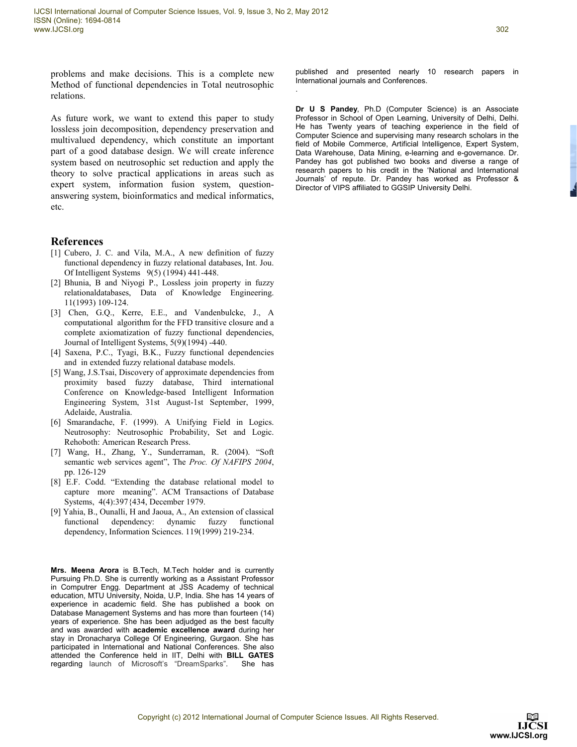problems and make decisions. This is a complete new Method of functional dependencies in Total neutrosophic relations.

As future work, we want to extend this paper to study lossless join decomposition, dependency preservation and multivalued dependency, which constitute an important part of a good database design. We will create inference system based on neutrosophic set reduction and apply the theory to solve practical applications in areas such as expert system, information fusion system, question-answering system, bioinformatics and medical informatics, etc.

## References

[1] Cubero, J. C. and Vila, M.A., A new definition of fuzzy functional dependency in fuzzy relational databases, Int. Jou. Of Intelligent Systems 9(5) (1994) 441-448.

[2] Bhunia, B and Niyogi P., Lossless join property in fuzzy relationaldatabases, Data of Knowledge Engineering. 11(1993) 109-124.

[3] Chen, G.Q., Kerre, E.E., and Vandenbulcke, J., A computational algorithm for the FFD transitive closure and a complete axiomatization of fuzzy functional dependencies, Journal of Intelligent Systems, 5(9)(1994) -440.

[4] Saxena, P.C., Tyagi, B.K., Fuzzy functional dependencies and in extended fuzzy relational database models.

[5] Wang, J.S.Tsai, Discovery of approximate dependencies from proximity based fuzzy database, Third international Conference on Knowledge-based Intelligent Information Engineering System, 31st August-1st September, 1999, Adelaide, Australia.

[6] Smarandache, F. (1999). A Unifying Field in Logics. Neutrosophy: Neutrosophic Probability, Set and Logic. Rehoboth: American Research Press.

[7] Wang, H., Zhang, Y., Sunderraman, R. (2004). "Soft semantic web services agent", The *Proc. Of NAFIPS 2004*, pp. 126-129

[8] E.F. Codd. "Extending the database relational model to capture more meaning". ACM Transactions of Database Systems, 4(4):397{434, December 1979.

[9] Yahia, B., Ounalli, H and Jaoua, A., An extension of classical functional dependency: dynamic fuzzy functional dependency, Information Sciences. 119(1999) 219-234.

**Mrs. Meena Arora** is B.Tech, M.Tech holder and is currently Pursuing Ph.D. She is currently working as a Assistant Professor in Computrer Engg. Department at JSS Academy of technical education, MTU University, Noida, U.P, India. She has 14 years of experience in academic field. She has published a book on Database Management Systems and has more than fourteen (14) years of experience. She has been adjudged as the best faculty and was awarded with **academic excellence award** during her stay in Dronacharya College Of Engineering, Gurgaon. She has participated in International and National Conferences. She also attended the Conference held in IIT, Delhi with **BILL GATES** regarding launch of Microsoft's "DreamSparks". She has published and presented nearly 10 research papers in International journals and Conferences.

**Dr U S Pandey**, Ph.D (Computer Science) is an Associate Professor in School of Open Learning, University of Delhi, Delhi. He has Twenty years of teaching experience in the field of Computer Science and supervising many research scholars in the field of Mobile Commerce, Artificial Intelligence, Expert System, Data Warehouse, Data Mining, e-learning and e-governance. Dr. Pandey has got published two books and diverse a range of research papers to his credit in the 'National and International Journals' of repute. Dr. Pandey has worked as Professor & Director of VIPS affiliated to GGSIP University Delhi.